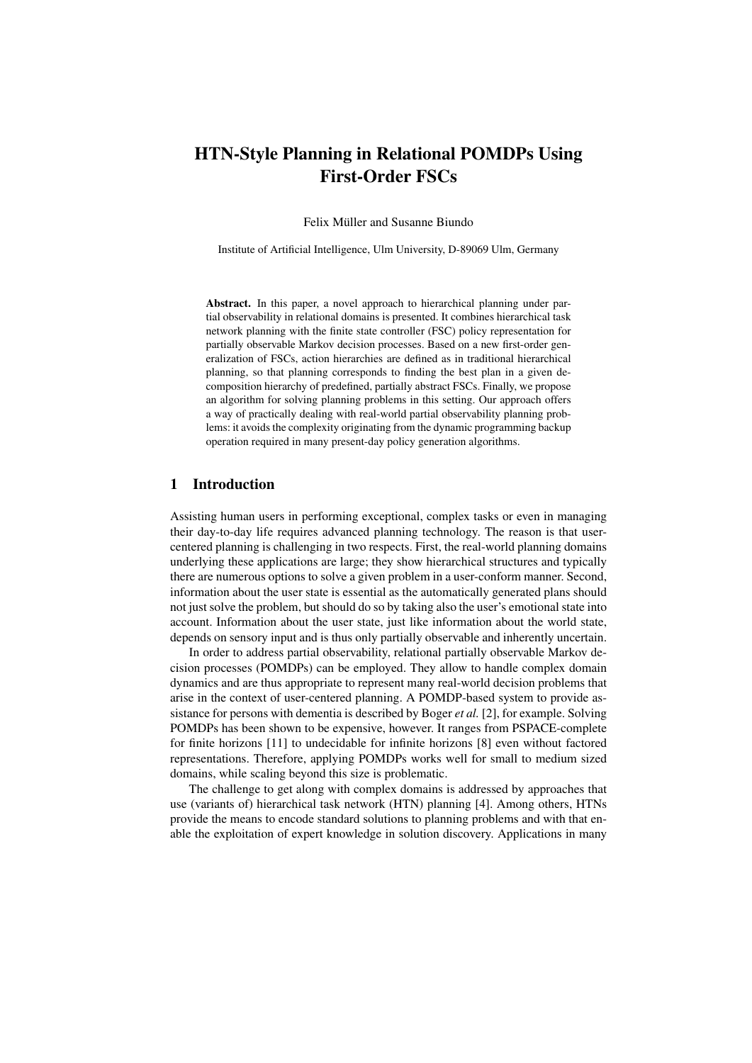# HTN-Style Planning in Relational POMDPs Using First-Order FSCs

Felix Müller and Susanne Biundo

Institute of Artificial Intelligence, Ulm University, D-89069 Ulm, Germany

**Abstract.** In this paper, a novel approach to hierarchical planning under partial observability in relational domains is presented. It combines hierarchical task network planning with the finite state controller (FSC) policy representation for partially observable Markov decision processes. Based on a new first-order generalization of FSCs, action hierarchies are defined as in traditional hierarchical planning, so that planning corresponds to finding the best plan in a given decomposition hierarchy of predefined, partially abstract FSCs. Finally, we propose an algorithm for solving planning problems in this setting. Our approach offers a way of practically dealing with real-world partial observability planning problems: it avoids the complexity originating from the dynamic programming backup operation required in many present-day policy generation algorithms.

## 1 Introduction

Assisting human users in performing exceptional, complex tasks or even in managing their day-to-day life requires advanced planning technology. The reason is that user-centered planning is challenging in two respects. First, the real-world planning domains underlying these applications are large; they show hierarchical structures and typically there are numerous options to solve a given problem in a user-conform manner. Second, information about the user state is essential as the automatically generated plans should not just solve the problem, but should do so by taking also the user's emotional state into account. Information about the user state, just like information about the world state, depends on sensory input and is thus only partially observable and inherently uncertain.

In order to address partial observability, relational partially observable Markov decision processes (POMDPs) can be employed. They allow to handle complex domain dynamics and are thus appropriate to represent many real-world decision problems that arise in the context of user-centered planning. A POMDP-based system to provide assistance for persons with dementia is described by Boger *et al.* [2], for example. Solving POMDPs has been shown to be expensive, however. It ranges from PSPACE-complete for finite horizons [11] to undecidable for infinite horizons [8] even without factored representations. Therefore, applying POMDPs works well for small to medium sized domains, while scaling beyond this size is problematic.

The challenge to get along with complex domains is addressed by approaches that use (variants of) hierarchical task network (HTN) planning [4]. Among others, HTNs provide the means to encode standard solutions to planning problems and with that enable the exploitation of expert knowledge in solution discovery. Applications in many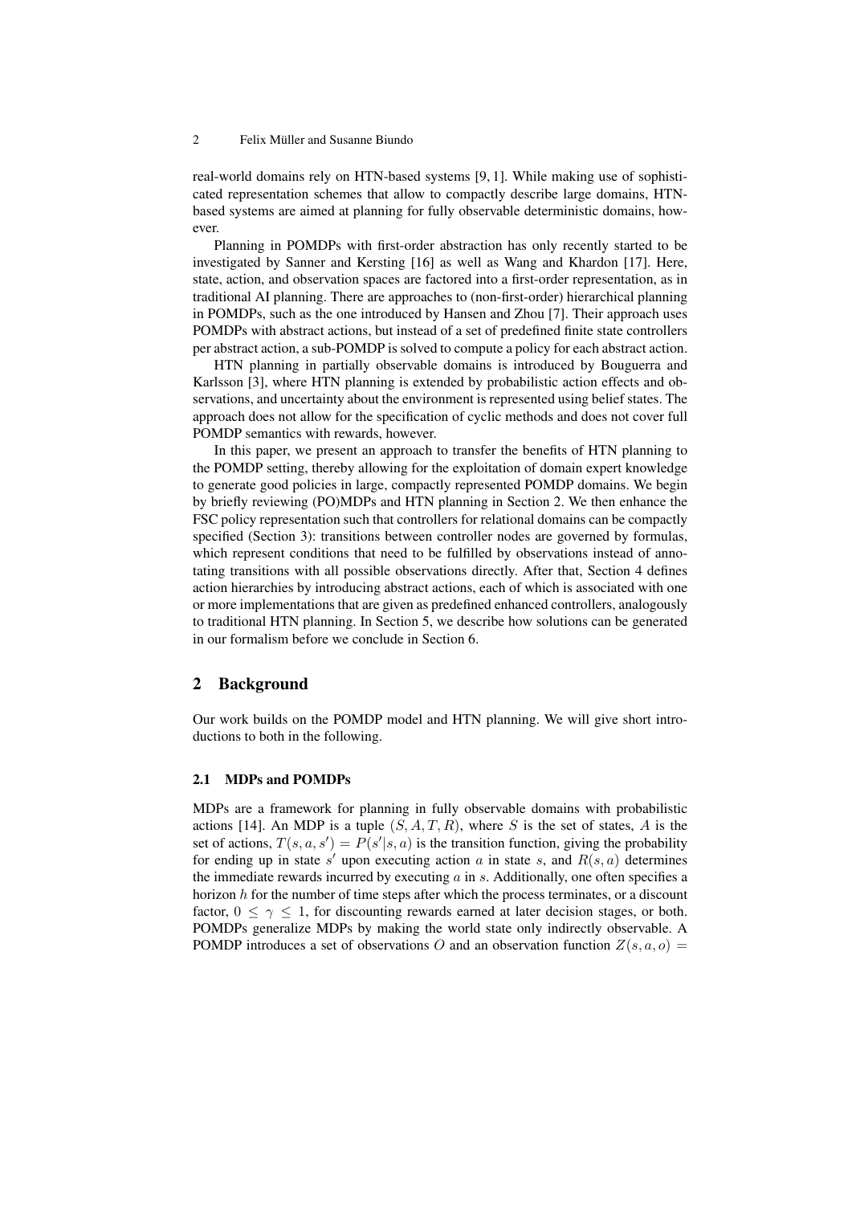real-world domains rely on HTN-based systems [9, 1]. While making use of sophisticated representation schemes that allow to compactly describe large domains, HTN-based systems are aimed at planning for fully observable deterministic domains, however.

Planning in POMDPs with first-order abstraction has only recently started to be investigated by Sanner and Kersting [16] as well as Wang and Khardon [17]. Here, state, action, and observation spaces are factored into a first-order representation, as in traditional AI planning. There are approaches to (non-first-order) hierarchical planning in POMDPs, such as the one introduced by Hansen and Zhou [7]. Their approach uses POMDPs with abstract actions, but instead of a set of predefined finite state controllers per abstract action, a sub-POMDP is solved to compute a policy for each abstract action.

HTN planning in partially observable domains is introduced by Bouguerra and Karlsson [3], where HTN planning is extended by probabilistic action effects and observations, and uncertainty about the environment is represented using belief states. The approach does not allow for the specification of cyclic methods and does not cover full POMDP semantics with rewards, however.

In this paper, we present an approach to transfer the benefits of HTN planning to the POMDP setting, thereby allowing for the exploitation of domain expert knowledge to generate good policies in large, compactly represented POMDP domains. We begin by briefly reviewing (PO)MDPs and HTN planning in Section 2. We then enhance the FSC policy representation such that controllers for relational domains can be compactly specified (Section 3): transitions between controller nodes are governed by formulas, which represent conditions that need to be fulfilled by observations instead of annotating transitions with all possible observations directly. After that, Section 4 defines action hierarchies by introducing abstract actions, each of which is associated with one or more implementations that are given as predefined enhanced controllers, analogously to traditional HTN planning. In Section 5, we describe how solutions can be generated in our formalism before we conclude in Section 6.

## 2 Background

Our work builds on the POMDP model and HTN planning. We will give short introductions to both in the following.

### 2.1 MDPs and POMDPs

MDPs are a framework for planning in fully observable domains with probabilistic actions [14]. An MDP is a tuple $(S, A, T, R)$, where $S$ is the set of states, $A$ is the set of actions, $T(s, a, s') = P(s'|s, a)$ is the transition function, giving the probability for ending up in state $s'$ upon executing action $a$ in state $s$, and $R(s, a)$ determines the immediate rewards incurred by executing $a$ in $s$. Additionally, one often specifies a horizon $h$ for the number of time steps after which the process terminates, or a discount factor, $0 \leq \gamma \leq 1$, for discounting rewards earned at later decision stages, or both. POMDPs generalize MDPs by making the world state only indirectly observable. A POMDP introduces a set of observations $O$ and an observation function $Z(s, a, o) =$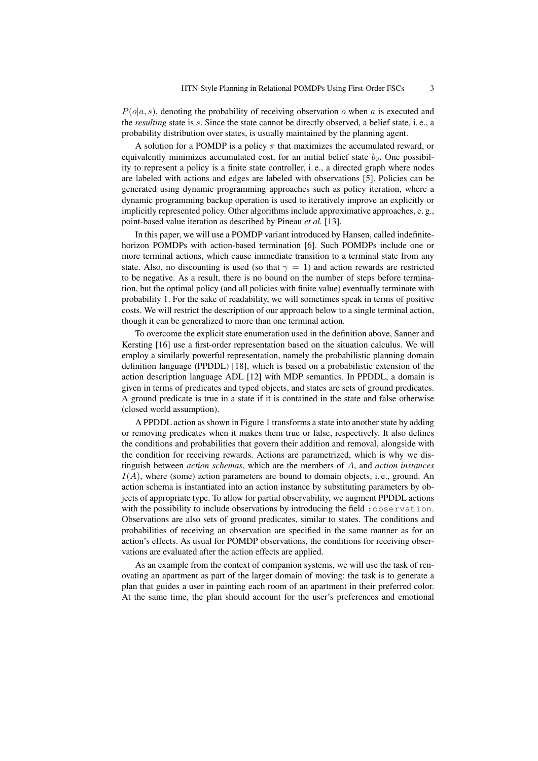$P(o|a, s)$, denoting the probability of receiving observation $o$ when $a$ is executed and the *resulting* state is $s$. Since the state cannot be directly observed, a belief state, i. e., a probability distribution over states, is usually maintained by the planning agent.

A solution for a POMDP is a policy $\pi$ that maximizes the accumulated reward, or equivalently minimizes accumulated cost, for an initial belief state $b_0$. One possibility to represent a policy is a finite state controller, i. e., a directed graph where nodes are labeled with actions and edges are labeled with observations [5]. Policies can be generated using dynamic programming approaches such as policy iteration, where a dynamic programming backup operation is used to iteratively improve an explicitly or implicitly represented policy. Other algorithms include approximative approaches, e. g., point-based value iteration as described by Pineau *et al.* [13].

In this paper, we will use a POMDP variant introduced by Hansen, called indefinite-horizon POMDPs with action-based termination [6]. Such POMDPs include one or more terminal actions, which cause immediate transition to a terminal state from any state. Also, no discounting is used (so that $\gamma = 1$) and action rewards are restricted to be negative. As a result, there is no bound on the number of steps before termination, but the optimal policy (and all policies with finite value) eventually terminate with probability 1. For the sake of readability, we will sometimes speak in terms of positive costs. We will restrict the description of our approach below to a single terminal action, though it can be generalized to more than one terminal action.

To overcome the explicit state enumeration used in the definition above, Sanner and Kersting [16] use a first-order representation based on the situation calculus. We will employ a similarly powerful representation, namely the probabilistic planning domain definition language (PPDDL) [18], which is based on a probabilistic extension of the action description language ADL [12] with MDP semantics. In PPDDL, a domain is given in terms of predicates and typed objects, and states are sets of ground predicates. A ground predicate is true in a state if it is contained in the state and false otherwise (closed world assumption).

A PPDDL action as shown in Figure 1 transforms a state into another state by adding or removing predicates when it makes them true or false, respectively. It also defines the conditions and probabilities that govern their addition and removal, alongside with the condition for receiving rewards. Actions are parametrized, which is why we distinguish between *action schemas*, which are the members of $A$, and *action instances* $I(A)$, where (some) action parameters are bound to domain objects, i. e., ground. An action schema is instantiated into an action instance by substituting parameters by objects of appropriate type. To allow for partial observability, we augment PPDDL actions with the possibility to include observations by introducing the field `:observation`. Observations are also sets of ground predicates, similar to states. The conditions and probabilities of receiving an observation are specified in the same manner as for an action's effects. As usual for POMDP observations, the conditions for receiving observations are evaluated after the action effects are applied.

As an example from the context of companion systems, we will use the task of renovating an apartment as part of the larger domain of moving: the task is to generate a plan that guides a user in painting each room of an apartment in their preferred color. At the same time, the plan should account for the user's preferences and emotional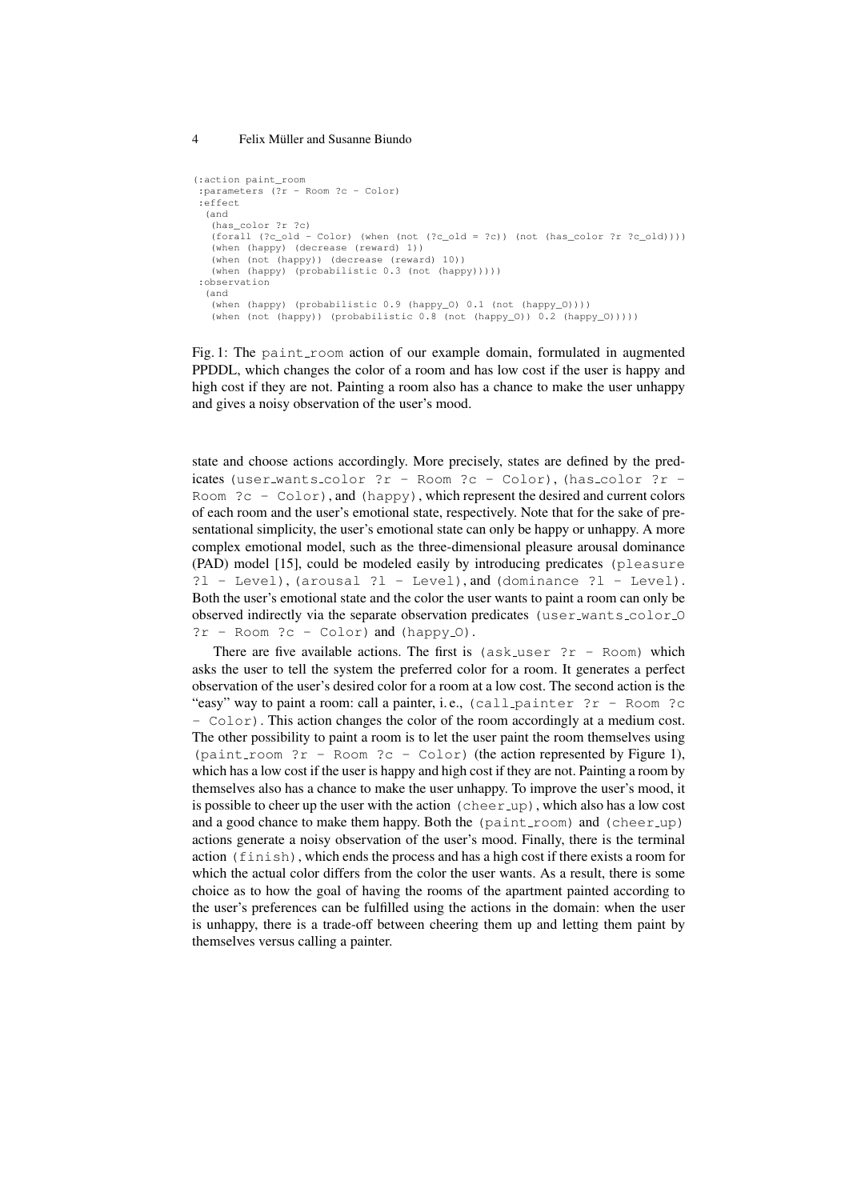```
(:action paint_room
 :parameters (?r - Room ?c - Color)
 :effect
  (and
   (has_color ?r ?c)
   (forall (?c_old - Color) (when (not (?c_old = ?c)) (not (has_color ?r ?c_old))))
   (when (happy) (decrease (reward) 1))
   (when (not (happy)) (decrease (reward) 10))
   (when (happy) (probabilistic 0.3 (not (happy)))))
 :observation
  (and
   (when (happy) (probabilistic 0.9 (happy_O) 0.1 (not (happy_O))))
   (when (not (happy)) (probabilistic 0.8 (not (happy_O)) 0.2 (happy_O)))))
```

Fig. 1: The `paint_room` action of our example domain, formulated in augmented PPDDL, which changes the color of a room and has low cost if the user is happy and high cost if they are not. Painting a room also has a chance to make the user unhappy and gives a noisy observation of the user's mood.

state and choose actions accordingly. More precisely, states are defined by the predicates `(user_wants_color ?r - Room ?c - Color)`, `(has_color ?r - Room ?c - Color)`, and `(happy)`, which represent the desired and current colors of each room and the user's emotional state, respectively. Note that for the sake of presentational simplicity, the user's emotional state can only be happy or unhappy. A more complex emotional model, such as the three-dimensional pleasure arousal dominance (PAD) model [15], could be modeled easily by introducing predicates `(pleasure ?l - Level)`, `(arousal ?l - Level)`, and `(dominance ?l - Level)`. Both the user's emotional state and the color the user wants to paint a room can only be observed indirectly via the separate observation predicates `(user_wants_color_O ?r - Room ?c - Color)` and `(happy_O)`.

There are five available actions. The first is `(ask_user ?r - Room)` which asks the user to tell the system the preferred color for a room. It generates a perfect observation of the user's desired color for a room at a low cost. The second action is the "easy" way to paint a room: call a painter, i. e., `(call_painter ?r - Room ?c - Color)`. This action changes the color of the room accordingly at a medium cost. The other possibility to paint a room is to let the user paint the room themselves using `(paint_room ?r - Room ?c - Color)` (the action represented by Figure 1), which has a low cost if the user is happy and high cost if they are not. Painting a room by themselves also has a chance to make the user unhappy. To improve the user's mood, it is possible to cheer up the user with the action `(cheer_up)`, which also has a low cost and a good chance to make them happy. Both the `(paint_room)` and `(cheer_up)` actions generate a noisy observation of the user's mood. Finally, there is the terminal action `(finish)`, which ends the process and has a high cost if there exists a room for which the actual color differs from the color the user wants. As a result, there is some choice as to how the goal of having the rooms of the apartment painted according to the user's preferences can be fulfilled using the actions in the domain: when the user is unhappy, there is a trade-off between cheering them up and letting them paint by themselves versus calling a painter.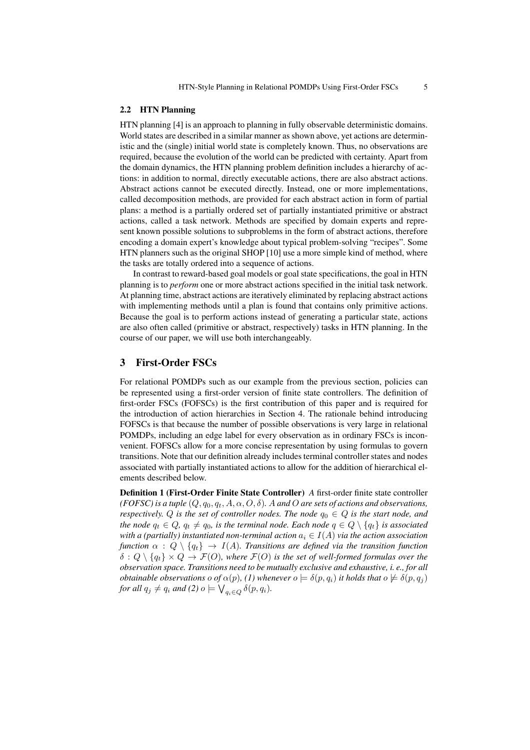### 2.2 HTN Planning

HTN planning [4] is an approach to planning in fully observable deterministic domains. World states are described in a similar manner as shown above, yet actions are deterministic and the (single) initial world state is completely known. Thus, no observations are required, because the evolution of the world can be predicted with certainty. Apart from the domain dynamics, the HTN planning problem definition includes a hierarchy of actions: in addition to normal, directly executable actions, there are also abstract actions. Abstract actions cannot be executed directly. Instead, one or more implementations, called decomposition methods, are provided for each abstract action in form of partial plans: a method is a partially ordered set of partially instantiated primitive or abstract actions, called a task network. Methods are specified by domain experts and represent known possible solutions to subproblems in the form of abstract actions, therefore encoding a domain expert's knowledge about typical problem-solving "recipes". Some HTN planners such as the original SHOP [10] use a more simple kind of method, where the tasks are totally ordered into a sequence of actions.

In contrast to reward-based goal models or goal state specifications, the goal in HTN planning is to *perform* one or more abstract actions specified in the initial task network. At planning time, abstract actions are iteratively eliminated by replacing abstract actions with implementing methods until a plan is found that contains only primitive actions. Because the goal is to perform actions instead of generating a particular state, actions are also often called (primitive or abstract, respectively) tasks in HTN planning. In the course of our paper, we will use both interchangeably.

## 3 First-Order FSCs

For relational POMDPs such as our example from the previous section, policies can be represented using a first-order version of finite state controllers. The definition of first-order FSCs (FOFSCs) is the first contribution of this paper and is required for the introduction of action hierarchies in Section 4. The rationale behind introducing FOFSCs is that because the number of possible observations is very large in relational POMDPs, including an edge label for every observation as in ordinary FSCs is inconvenient. FOFSCs allow for a more concise representation by using formulas to govern transitions. Note that our definition already includes terminal controller states and nodes associated with partially instantiated actions to allow for the addition of hierarchical elements described below.

**Definition 1 (First-Order Finite State Controller)** *A* first-order finite state controller *(FOFSC) is a tuple $(Q, q_0, q_t, A, \alpha, O, \delta)$. $A$ and $O$ are sets of actions and observations, respectively. $Q$ is the set of controller nodes. The node $q_0 \in Q$ is the start node, and the node $q_t \in Q$, $q_t \neq q_0$, is the terminal node. Each node $q \in Q \setminus \{q_t\}$ is associated with a (partially) instantiated non-terminal action $a_i \in I(A)$ via the action association function $\alpha : Q \setminus \{q_t\} \rightarrow I(A)$. Transitions are defined via the transition function $\delta : Q \setminus \{q_t\} \times Q \rightarrow \mathcal{F}(O)$, where $\mathcal{F}(O)$ is the set of well-formed formulas over the observation space. Transitions need to be mutually exclusive and exhaustive, i. e., for all obtainable observations $o$ of $\alpha(p)$, (1) whenever $o \models \delta(p, q_i)$ it holds that $o \not\models \delta(p, q_j)$ for all $q_j \neq q_i$ and (2) $o \models \bigvee_{q_i \in Q} \delta(p, q_i)$.*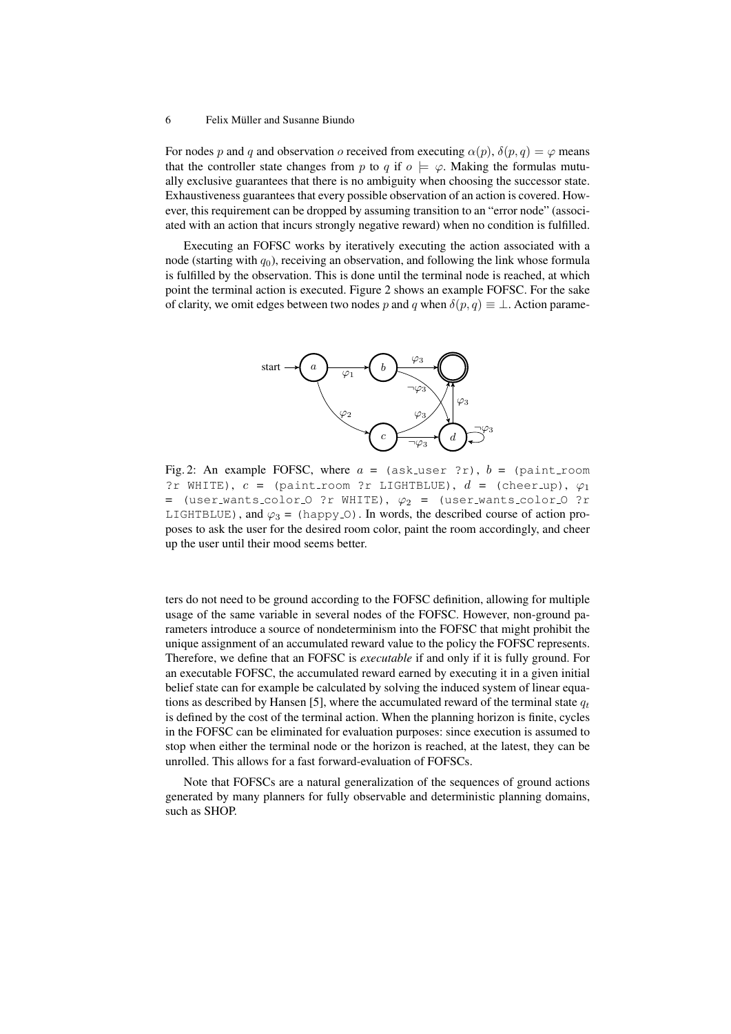For nodes $p$ and $q$ and observation $o$ received from executing $\alpha(p)$, $\delta(p, q) = \varphi$ means that the controller state changes from $p$ to $q$ if $o \models \varphi$. Making the formulas mutually exclusive guarantees that there is no ambiguity when choosing the successor state. Exhaustiveness guarantees that every possible observation of an action is covered. However, this requirement can be dropped by assuming transition to an "error node" (associated with an action that incurs strongly negative reward) when no condition is fulfilled.

Executing an FOFSC works by iteratively executing the action associated with a node (starting with $q_0$), receiving an observation, and following the link whose formula is fulfilled by the observation. This is done until the terminal node is reached, at which point the terminal action is executed. Figure 2 shows an example FOFSC. For the sake of clarity, we omit edges between two nodes $p$ and $q$ when $\delta(p, q) \equiv \bot$. Action parameters do not need to be ground according to the FOFSC definition, allowing for multiple usage of the same variable in several nodes of the FOFSC. However, non-ground parameters introduce a source of nondeterminism into the FOFSC that might prohibit the unique assignment of an accumulated reward value to the policy the FOFSC represents. Therefore, we define that an FOFSC is *executable* if and only if it is fully ground. For an executable FOFSC, the accumulated reward earned by executing it in a given initial belief state can for example be calculated by solving the induced system of linear equations as described by Hansen [5], where the accumulated reward of the terminal state $q_t$ is defined by the cost of the terminal action. When the planning horizon is finite, cycles in the FOFSC can be eliminated for evaluation purposes: since execution is assumed to stop when either the terminal node or the horizon is reached, at the latest, they can be unrolled. This allows for a fast forward-evaluation of FOFSCs.

Fig. 2: An example FOFSC, where $a$ = `(ask_user ?r)`, $b$ = `(paint_room ?r WHITE)`, $c$ = `(paint_room ?r LIGHTBLUE)`, $d$ = `(cheer_up)`, $\varphi_1$ = `(user_wants_color_O ?r WHITE)`, $\varphi_2$ = `(user_wants_color_O ?r LIGHTBLUE)`, and $\varphi_3$ = `(happy_O)`. In words, the described course of action proposes to ask the user for the desired room color, paint the room accordingly, and cheer up the user until their mood seems better.

Note that FOFSCs are a natural generalization of the sequences of ground actions generated by many planners for fully observable and deterministic planning domains, such as SHOP.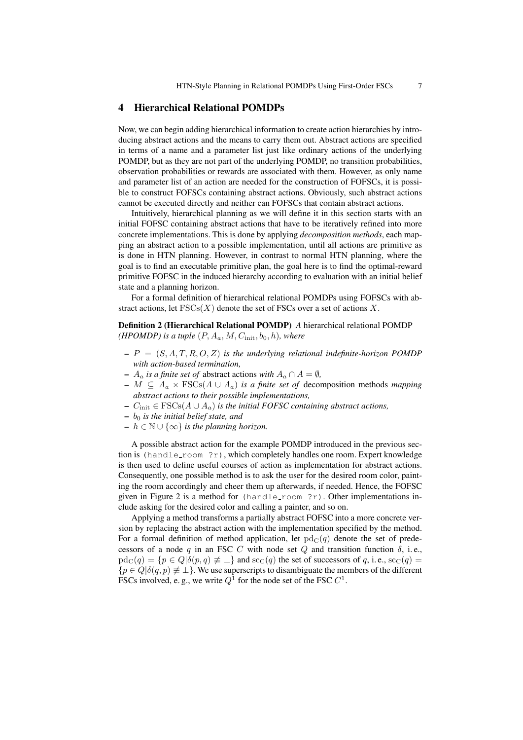## 4 Hierarchical Relational POMDPs

Now, we can begin adding hierarchical information to create action hierarchies by introducing abstract actions and the means to carry them out. Abstract actions are specified in terms of a name and a parameter list just like ordinary actions of the underlying POMDP, but as they are not part of the underlying POMDP, no transition probabilities, observation probabilities or rewards are associated with them. However, as only name and parameter list of an action are needed for the construction of FOFSCs, it is possible to construct FOFSCs containing abstract actions. Obviously, such abstract actions cannot be executed directly and neither can FOFSCs that contain abstract actions.

Intuitively, hierarchical planning as we will define it in this section starts with an initial FOFSC containing abstract actions that have to be iteratively refined into more concrete implementations. This is done by applying *decomposition methods*, each mapping an abstract action to a possible implementation, until all actions are primitive as is done in HTN planning. However, in contrast to normal HTN planning, where the goal is to find an executable primitive plan, the goal here is to find the optimal-reward primitive FOFSC in the induced hierarchy according to evaluation with an initial belief state and a planning horizon.

For a formal definition of hierarchical relational POMDPs using FOFSCs with abstract actions, let $\mathrm{FSCs}(X)$ denote the set of FSCs over a set of actions $X$.

**Definition 2 (Hierarchical Relational POMDP)** *A* hierarchical relational POMDP *(HPOMDP) is a tuple* $(P, A_a, M, C_{\text{init}}, b_0, h)$*, where*

- $P = (S, A, T, R, O, Z)$ *is the underlying relational indefinite-horizon POMDP with action-based termination,*
- $A_a$ *is a finite set of* abstract actions *with* $A_a \cap A = \emptyset$*,*
- $M \subseteq A_a \times \mathrm{FSCs}(A \cup A_a)$ *is a finite set of* decomposition methods *mapping abstract actions to their possible implementations,*
- $C_{\text{init}} \in \mathrm{FSCs}(A \cup A_a)$ *is the initial FOFSC containing abstract actions,*
- $b_0$ *is the initial belief state, and*
- $h \in \mathbb{N} \cup \{\infty\}$ *is the planning horizon.*

A possible abstract action for the example POMDP introduced in the previous section is `(handle_room ?r)`, which completely handles one room. Expert knowledge is then used to define useful courses of action as implementation for abstract actions. Consequently, one possible method is to ask the user for the desired room color, painting the room accordingly and cheer them up afterwards, if needed. Hence, the FOFSC given in Figure 2 is a method for `(handle_room ?r)`. Other implementations include asking for the desired color and calling a painter, and so on.

Applying a method transforms a partially abstract FOFSC into a more concrete version by replacing the abstract action with the implementation specified by the method. For a formal definition of method application, let $\mathrm{pd}_{\mathrm{C}}(q)$ denote the set of predecessors of a node $q$ in an FSC $C$ with node set $Q$ and transition function $\delta$, i. e., $\mathrm{pd}_{\mathrm{C}}(q) = \{p \in Q | \delta(p, q) \not\equiv \bot\}$ and $\mathrm{sc}_{\mathrm{C}}(q)$ the set of successors of $q$, i. e., $\mathrm{sc}_{\mathrm{C}}(q) = \{p \in Q | \delta(q, p) \not\equiv \bot\}$. We use superscripts to disambiguate the members of the different FSCs involved, e. g., we write $Q^1$ for the node set of the FSC $C^1$.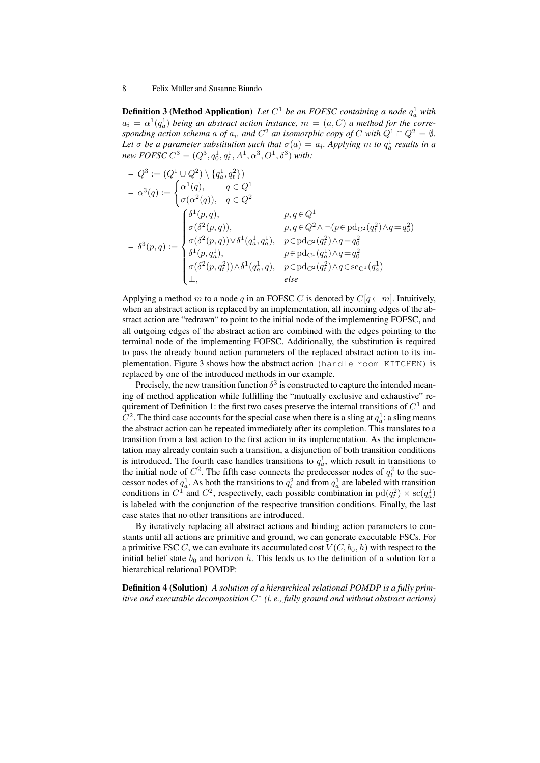**Definition 3 (Method Application)** *Let $C^1$ be an FOFSC containing a node $q_a^1$ with $a_i = \alpha^1(q_a^1)$ being an abstract action instance, $m = (a, C)$ a method for the corresponding action schema $a$ of $a_i$, and $C^2$ an isomorphic copy of $C$ with $Q^1 \cap Q^2 = \emptyset$. Let $\sigma$ be a parameter substitution such that $\sigma(a) = a_i$. Applying $m$ to $q_a^1$ results in a new FOFSC $C^3 = (Q^3, q_0^1, q_t^1, A^1, \alpha^3, O^1, \delta^3)$ with:*

- $Q^3 := (Q^1 \cup Q^2) \setminus \{q_a^1, q_t^2\})$
- $\alpha^3(q) := \begin{cases} \alpha^1(q), & q \in Q^1 \\ \sigma(\alpha^2(q)), & q \in Q^2 \end{cases}$
- $\delta^3(p,q) := \begin{cases} \delta^1(p,q), & p,q \in Q^1 \\ \sigma(\delta^2(p,q)), & p,q \in Q^2 \wedge \neg(p \in \mathrm{pd}_{C^2}(q_t^2) \wedge q = q_0^2) \\ \sigma(\delta^2(p,q)) \vee \delta^1(q_a^1, q_a^1), & p \in \mathrm{pd}_{C^2}(q_t^2) \wedge q = q_0^2 \\ \delta^1(p, q_a^1), & p \in \mathrm{pd}_{C^1}(q_a^1) \wedge q = q_0^2 \\ \sigma(\delta^2(p, q_t^2)) \wedge \delta^1(q_a^1, q), & p \in \mathrm{pd}_{C^2}(q_t^2) \wedge q \in \mathrm{sc}_{C^1}(q_a^1) \\ \bot, & \textit{else} \end{cases}$

Applying a method $m$ to a node $q$ in an FOFSC $C$ is denoted by $C[q \leftarrow m]$. Intuitively, when an abstract action is replaced by an implementation, all incoming edges of the abstract action are "redrawn" to point to the initial node of the implementing FOFSC, and all outgoing edges of the abstract action are combined with the edges pointing to the terminal node of the implementing FOFSC. Additionally, the substitution is required to pass the already bound action parameters of the replaced abstract action to its implementation. Figure 3 shows how the abstract action (handle_room KITCHEN) is replaced by one of the introduced methods in our example.

Precisely, the new transition function $\delta^3$ is constructed to capture the intended meaning of method application while fulfilling the "mutually exclusive and exhaustive" requirement of Definition 1: the first two cases preserve the internal transitions of $C^1$ and $C^2$. The third case accounts for the special case when there is a sling at $q_a^1$: a sling means the abstract action can be repeated immediately after its completion. This translates to a transition from a last action to the first action in its implementation. As the implementation may already contain such a transition, a disjunction of both transition conditions is introduced. The fourth case handles transitions to $q_a^1$, which result in transitions to the initial node of $C^2$. The fifth case connects the predecessor nodes of $q_t^2$ to the successor nodes of $q_a^1$. As both the transitions to $q_t^2$ and from $q_a^1$ are labeled with transition conditions in $C^1$ and $C^2$, respectively, each possible combination in $\mathrm{pd}(q_t^2) \times \mathrm{sc}(q_a^1)$ is labeled with the conjunction of the respective transition conditions. Finally, the last case states that no other transitions are introduced.

By iteratively replacing all abstract actions and binding action parameters to constants until all actions are primitive and ground, we can generate executable FSCs. For a primitive FSC $C$, we can evaluate its accumulated cost $V(C, b_0, h)$ with respect to the initial belief state $b_0$ and horizon $h$. This leads us to the definition of a solution for a hierarchical relational POMDP:

**Definition 4 (Solution)** *A solution of a hierarchical relational POMDP is a fully primitive and executable decomposition $C^*$ (i. e., fully ground and without abstract actions)*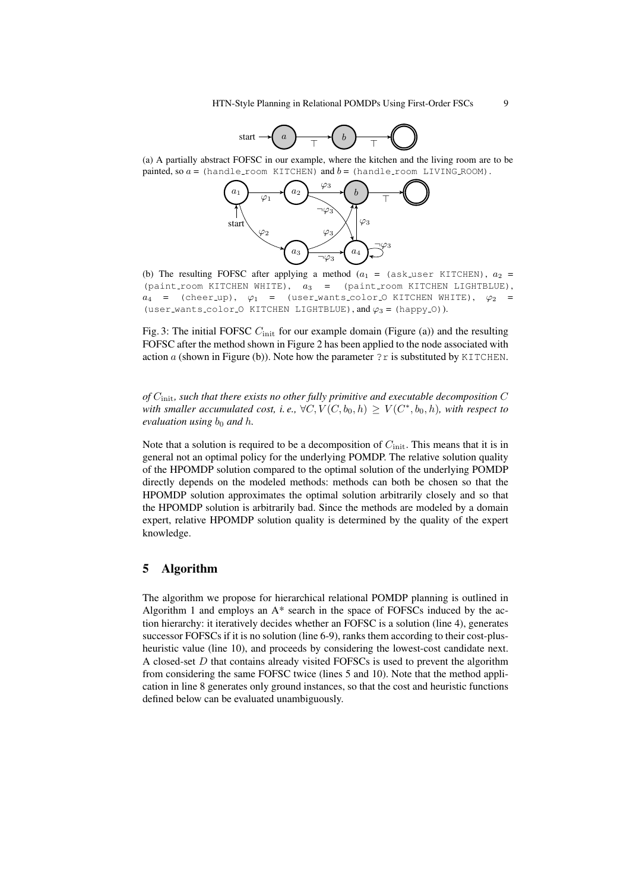(a) A partially abstract FOFSC in our example, where the kitchen and the living room are to be painted, so $a$ = (handle_room KITCHEN) and $b$ = (handle_room LIVING_ROOM).

(b) The resulting FOFSC after applying a method ($a_1$ = (ask_user KITCHEN), $a_2$ = (paint_room KITCHEN WHITE), $a_3$ = (paint_room KITCHEN LIGHTBLUE), $a_4$ = (cheer_up), $\varphi_1$ = (user_wants_color_O KITCHEN WHITE), $\varphi_2$ = (user_wants_color_O KITCHEN LIGHTBLUE), and $\varphi_3$ = (happy_O)).

Fig. 3: The initial FOFSC $C_{\text{init}}$ for our example domain (Figure (a)) and the resulting FOFSC after the method shown in Figure 2 has been applied to the node associated with action $a$ (shown in Figure (b)). Note how the parameter ?r is substituted by KITCHEN.

*of $C_{\text{init}}$, such that there exists no other fully primitive and executable decomposition $C$ with smaller accumulated cost, i. e., $\forall C, V(C, b_0, h) \geq V(C^*, b_0, h)$, with respect to evaluation using $b_0$ and $h$.*

Note that a solution is required to be a decomposition of $C_{\text{init}}$. This means that it is in general not an optimal policy for the underlying POMDP. The relative solution quality of the HPOMDP solution compared to the optimal solution of the underlying POMDP directly depends on the modeled methods: methods can both be chosen so that the HPOMDP solution approximates the optimal solution arbitrarily closely and so that the HPOMDP solution is arbitrarily bad. Since the methods are modeled by a domain expert, relative HPOMDP solution quality is determined by the quality of the expert knowledge.

## 5 Algorithm

The algorithm we propose for hierarchical relational POMDP planning is outlined in Algorithm 1 and employs an A* search in the space of FOFSCs induced by the action hierarchy: it iteratively decides whether an FOFSC is a solution (line 4), generates successor FOFSCs if it is no solution (line 6-9), ranks them according to their cost-plus-heuristic value (line 10), and proceeds by considering the lowest-cost candidate next. A closed-set $D$ that contains already visited FOFSCs is used to prevent the algorithm from considering the same FOFSC twice (lines 5 and 10). Note that the method application in line 8 generates only ground instances, so that the cost and heuristic functions defined below can be evaluated unambiguously.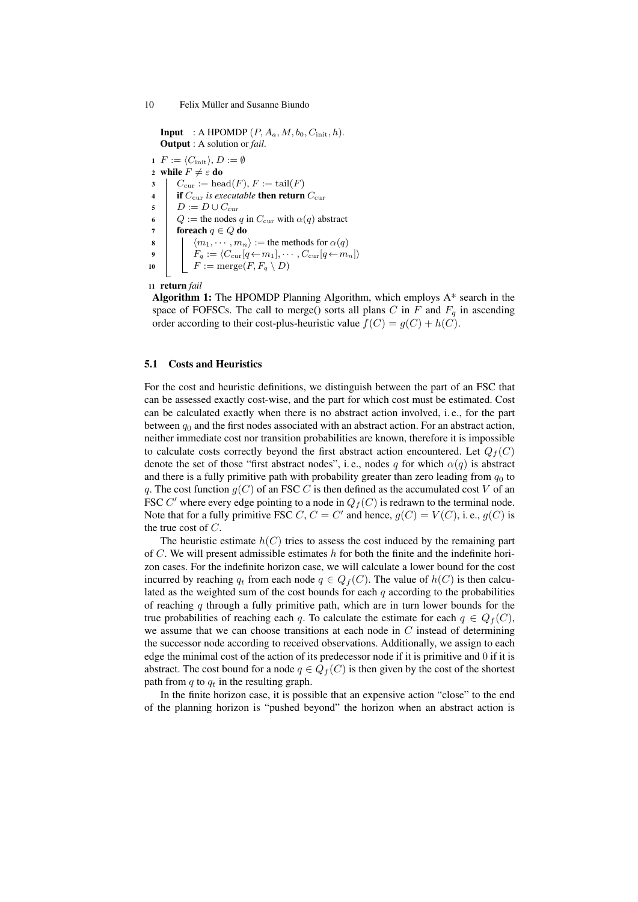**Input** : A HPOMDP $(P, A_a, M, b_0, C_{\mathrm{init}}, h)$.
**Output** : A solution or *fail*.

```
1  F := ⟨C_init⟩, D := ∅
2  while F ≠ ε do
3      C_cur := head(F), F := tail(F)
4      if C_cur is executable then return C_cur
5      D := D ∪ C_cur
6      Q := the nodes q in C_cur with α(q) abstract
7      foreach q ∈ Q do
8          ⟨m_1, ··· , m_n⟩ := the methods for α(q)
9          F_q := ⟨C_cur[q←m_1], ··· , C_cur[q←m_n]⟩
10         F := merge(F, F_q \ D)
11 return fail
```

**Algorithm 1:** The HPOMDP Planning Algorithm, which employs A* search in the space of FOFSCs. The call to merge() sorts all plans $C$ in $F$ and $F_q$ in ascending order according to their cost-plus-heuristic value $f(C) = g(C) + h(C)$.

### 5.1 Costs and Heuristics

For the cost and heuristic definitions, we distinguish between the part of an FSC that can be assessed exactly cost-wise, and the part for which cost must be estimated. Cost can be calculated exactly when there is no abstract action involved, i. e., for the part between $q_0$ and the first nodes associated with an abstract action. For an abstract action, neither immediate cost nor transition probabilities are known, therefore it is impossible to calculate costs correctly beyond the first abstract action encountered. Let $Q_f(C)$ denote the set of those "first abstract nodes", i. e., nodes $q$ for which $\alpha(q)$ is abstract and there is a fully primitive path with probability greater than zero leading from $q_0$ to $q$. The cost function $g(C)$ of an FSC $C$ is then defined as the accumulated cost $V$ of an FSC $C'$ where every edge pointing to a node in $Q_f(C)$ is redrawn to the terminal node. Note that for a fully primitive FSC $C$, $C = C'$ and hence, $g(C) = V(C)$, i. e., $g(C)$ is the true cost of $C$.

The heuristic estimate $h(C)$ tries to assess the cost induced by the remaining part of $C$. We will present admissible estimates $h$ for both the finite and the indefinite horizon cases. For the indefinite horizon case, we will calculate a lower bound for the cost incurred by reaching $q_t$ from each node $q \in Q_f(C)$. The value of $h(C)$ is then calculated as the weighted sum of the cost bounds for each $q$ according to the probabilities of reaching $q$ through a fully primitive path, which are in turn lower bounds for the true probabilities of reaching each $q$. To calculate the estimate for each $q \in Q_f(C)$, we assume that we can choose transitions at each node in $C$ instead of determining the successor node according to received observations. Additionally, we assign to each edge the minimal cost of the action of its predecessor node if it is primitive and 0 if it is abstract. The cost bound for a node $q \in Q_f(C)$ is then given by the cost of the shortest path from $q$ to $q_t$ in the resulting graph.

In the finite horizon case, it is possible that an expensive action "close" to the end of the planning horizon is "pushed beyond" the horizon when an abstract action is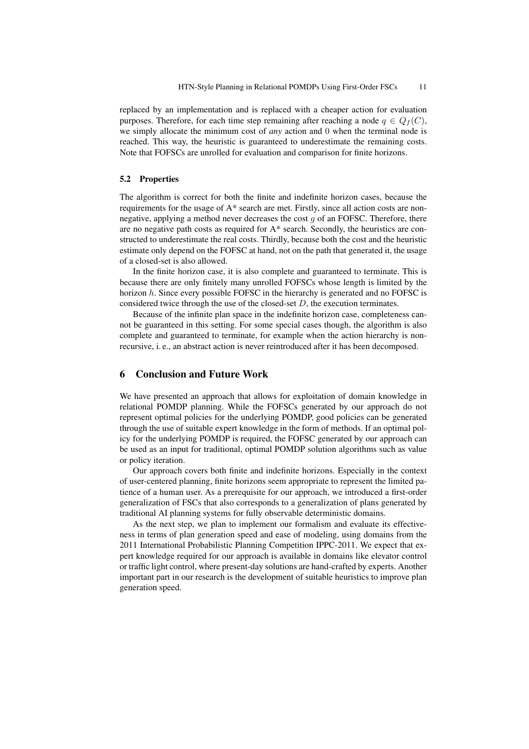replaced by an implementation and is replaced with a cheaper action for evaluation purposes. Therefore, for each time step remaining after reaching a node $q \in Q_f(C)$, we simply allocate the minimum cost of *any* action and 0 when the terminal node is reached. This way, the heuristic is guaranteed to underestimate the remaining costs. Note that FOFSCs are unrolled for evaluation and comparison for finite horizons.

### 5.2 Properties

The algorithm is correct for both the finite and indefinite horizon cases, because the requirements for the usage of A* search are met. Firstly, since all action costs are non-negative, applying a method never decreases the cost $g$ of an FOFSC. Therefore, there are no negative path costs as required for A* search. Secondly, the heuristics are constructed to underestimate the real costs. Thirdly, because both the cost and the heuristic estimate only depend on the FOFSC at hand, not on the path that generated it, the usage of a closed-set is also allowed.

In the finite horizon case, it is also complete and guaranteed to terminate. This is because there are only finitely many unrolled FOFSCs whose length is limited by the horizon $h$. Since every possible FOFSC in the hierarchy is generated and no FOFSC is considered twice through the use of the closed-set $D$, the execution terminates.

Because of the infinite plan space in the indefinite horizon case, completeness cannot be guaranteed in this setting. For some special cases though, the algorithm is also complete and guaranteed to terminate, for example when the action hierarchy is non-recursive, i. e., an abstract action is never reintroduced after it has been decomposed.

## 6 Conclusion and Future Work

We have presented an approach that allows for exploitation of domain knowledge in relational POMDP planning. While the FOFSCs generated by our approach do not represent optimal policies for the underlying POMDP, good policies can be generated through the use of suitable expert knowledge in the form of methods. If an optimal policy for the underlying POMDP is required, the FOFSC generated by our approach can be used as an input for traditional, optimal POMDP solution algorithms such as value or policy iteration.

Our approach covers both finite and indefinite horizons. Especially in the context of user-centered planning, finite horizons seem appropriate to represent the limited patience of a human user. As a prerequisite for our approach, we introduced a first-order generalization of FSCs that also corresponds to a generalization of plans generated by traditional AI planning systems for fully observable deterministic domains.

As the next step, we plan to implement our formalism and evaluate its effectiveness in terms of plan generation speed and ease of modeling, using domains from the 2011 International Probabilistic Planning Competition IPPC-2011. We expect that expert knowledge required for our approach is available in domains like elevator control or traffic light control, where present-day solutions are hand-crafted by experts. Another important part in our research is the development of suitable heuristics to improve plan generation speed.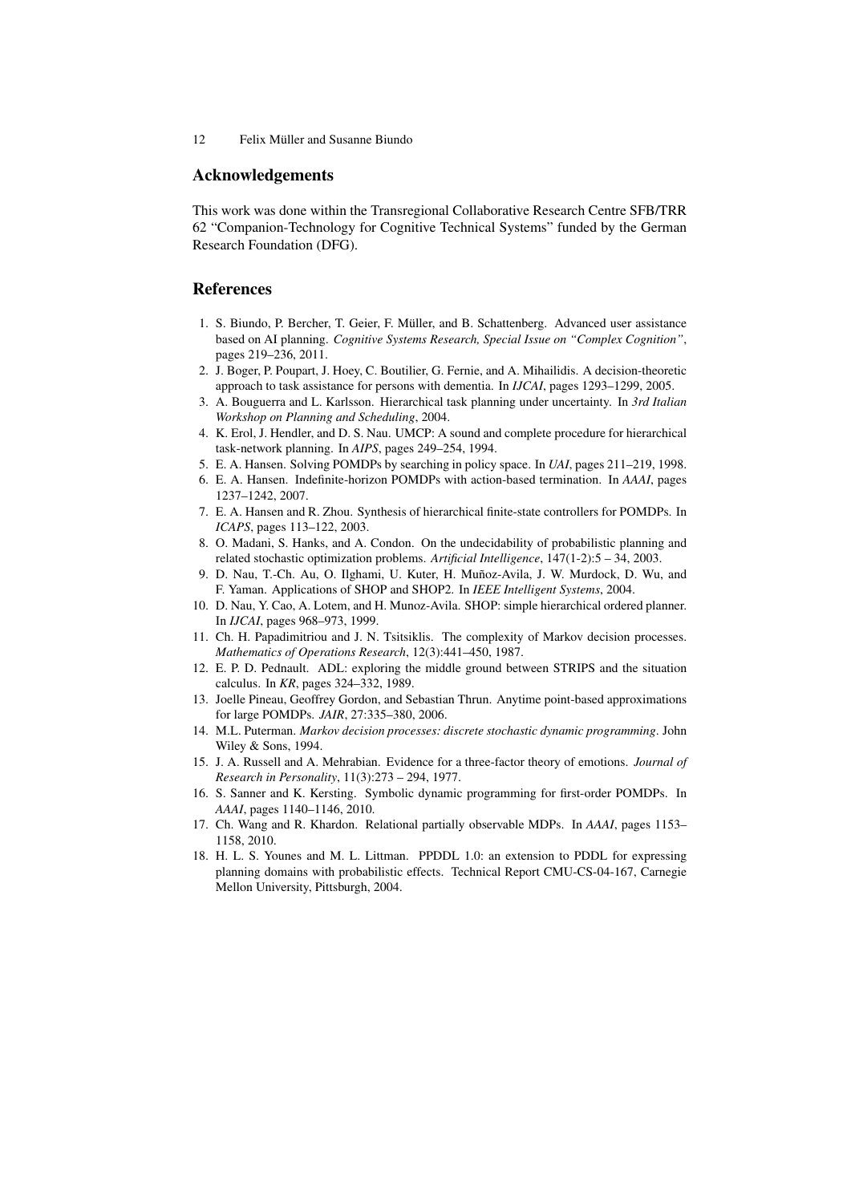## Acknowledgements

This work was done within the Transregional Collaborative Research Centre SFB/TRR 62 "Companion-Technology for Cognitive Technical Systems" funded by the German Research Foundation (DFG).

## References

1. S. Biundo, P. Bercher, T. Geier, F. Müller, and B. Schattenberg. Advanced user assistance based on AI planning. *Cognitive Systems Research, Special Issue on "Complex Cognition"*, pages 219–236, 2011.
2. J. Boger, P. Poupart, J. Hoey, C. Boutilier, G. Fernie, and A. Mihailidis. A decision-theoretic approach to task assistance for persons with dementia. In *IJCAI*, pages 1293–1299, 2005.
3. A. Bouguerra and L. Karlsson. Hierarchical task planning under uncertainty. In *3rd Italian Workshop on Planning and Scheduling*, 2004.
4. K. Erol, J. Hendler, and D. S. Nau. UMCP: A sound and complete procedure for hierarchical task-network planning. In *AIPS*, pages 249–254, 1994.
5. E. A. Hansen. Solving POMDPs by searching in policy space. In *UAI*, pages 211–219, 1998.
6. E. A. Hansen. Indefinite-horizon POMDPs with action-based termination. In *AAAI*, pages 1237–1242, 2007.
7. E. A. Hansen and R. Zhou. Synthesis of hierarchical finite-state controllers for POMDPs. In *ICAPS*, pages 113–122, 2003.
8. O. Madani, S. Hanks, and A. Condon. On the undecidability of probabilistic planning and related stochastic optimization problems. *Artificial Intelligence*, 147(1-2):5 – 34, 2003.
9. D. Nau, T.-Ch. Au, O. Ilghami, U. Kuter, H. Muñoz-Avila, J. W. Murdock, D. Wu, and F. Yaman. Applications of SHOP and SHOP2. In *IEEE Intelligent Systems*, 2004.
10. D. Nau, Y. Cao, A. Lotem, and H. Munoz-Avila. SHOP: simple hierarchical ordered planner. In *IJCAI*, pages 968–973, 1999.
11. Ch. H. Papadimitriou and J. N. Tsitsiklis. The complexity of Markov decision processes. *Mathematics of Operations Research*, 12(3):441–450, 1987.
12. E. P. D. Pednault. ADL: exploring the middle ground between STRIPS and the situation calculus. In *KR*, pages 324–332, 1989.
13. Joelle Pineau, Geoffrey Gordon, and Sebastian Thrun. Anytime point-based approximations for large POMDPs. *JAIR*, 27:335–380, 2006.
14. M.L. Puterman. *Markov decision processes: discrete stochastic dynamic programming*. John Wiley & Sons, 1994.
15. J. A. Russell and A. Mehrabian. Evidence for a three-factor theory of emotions. *Journal of Research in Personality*, 11(3):273 – 294, 1977.
16. S. Sanner and K. Kersting. Symbolic dynamic programming for first-order POMDPs. In *AAAI*, pages 1140–1146, 2010.
17. Ch. Wang and R. Khardon. Relational partially observable MDPs. In *AAAI*, pages 1153–1158, 2010.
18. H. L. S. Younes and M. L. Littman. PPDDL 1.0: an extension to PDDL for expressing planning domains with probabilistic effects. Technical Report CMU-CS-04-167, Carnegie Mellon University, Pittsburgh, 2004.